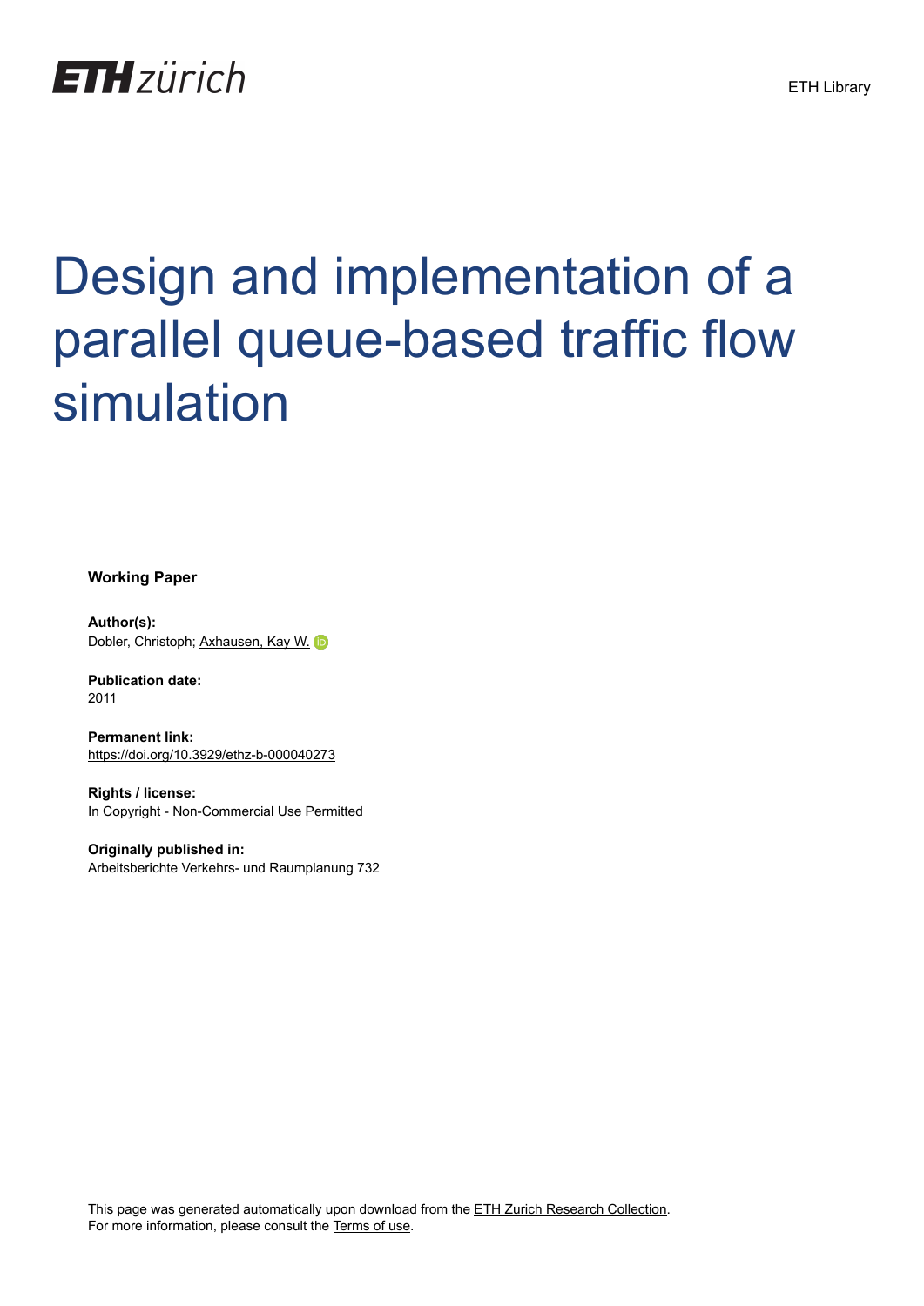ETH zürich

ETH Library

# Design and implementation of a parallel queue-based traffic flow simulation

**Working Paper**

**Author(s):**
Dobler, Christoph; Axhausen, Kay W.

**Publication date:**
2011

**Permanent link:**
https://doi.org/10.3929/ethz-b-000040273

**Rights / license:**
In Copyright - Non-Commercial Use Permitted

**Originally published in:**
Arbeitsberichte Verkehrs- und Raumplanung 732

This page was generated automatically upon download from the ETH Zurich Research Collection.
For more information, please consult the Terms of use.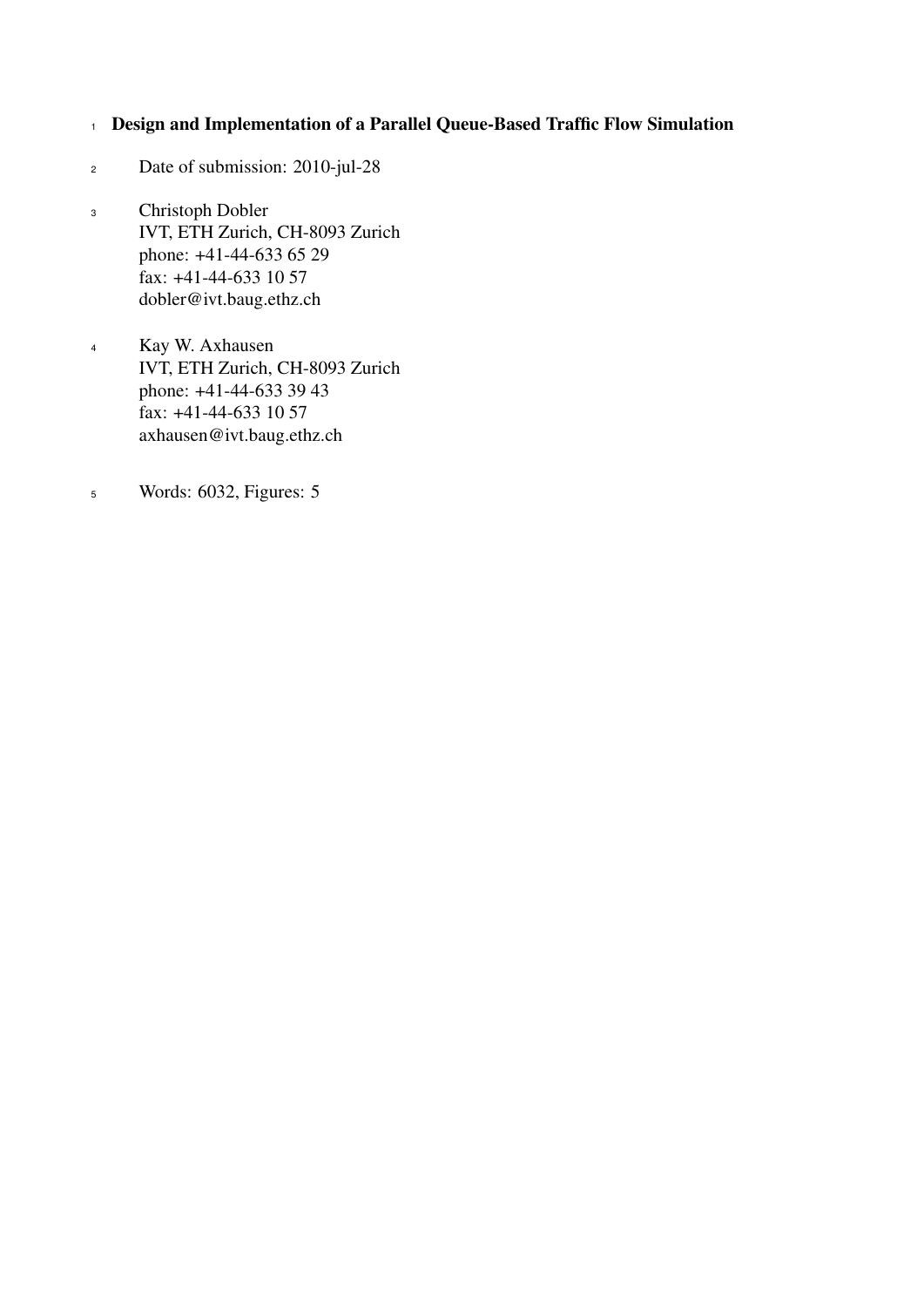# Design and Implementation of a Parallel Queue-Based Traffic Flow Simulation

Date of submission: 2010-jul-28

Christoph Dobler
IVT, ETH Zurich, CH-8093 Zurich
phone: +41-44-633 65 29
fax: +41-44-633 10 57
dobler@ivt.baug.ethz.ch

Kay W. Axhausen
IVT, ETH Zurich, CH-8093 Zurich
phone: +41-44-633 39 43
fax: +41-44-633 10 57
axhausen@ivt.baug.ethz.ch

Words: 6032, Figures: 5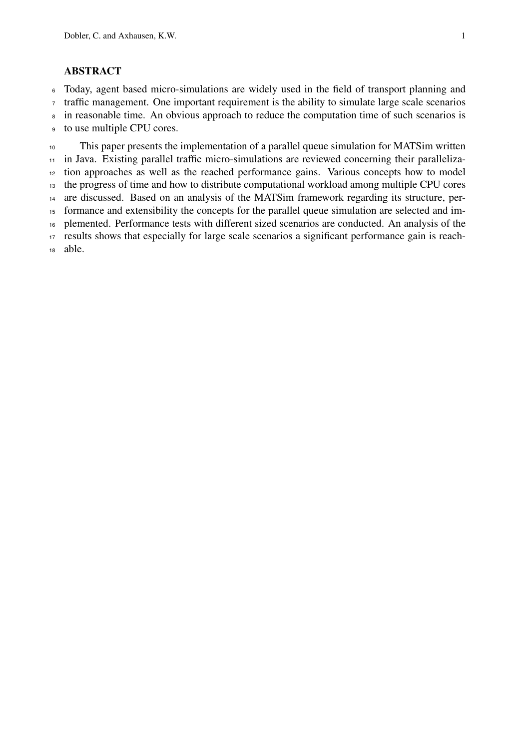## ABSTRACT

Today, agent based micro-simulations are widely used in the field of transport planning and traffic management. One important requirement is the ability to simulate large scale scenarios in reasonable time. An obvious approach to reduce the computation time of such scenarios is to use multiple CPU cores.

This paper presents the implementation of a parallel queue simulation for MATSim written in Java. Existing parallel traffic micro-simulations are reviewed concerning their parallelization approaches as well as the reached performance gains. Various concepts how to model the progress of time and how to distribute computational workload among multiple CPU cores are discussed. Based on an analysis of the MATSim framework regarding its structure, performance and extensibility the concepts for the parallel queue simulation are selected and implemented. Performance tests with different sized scenarios are conducted. An analysis of the results shows that especially for large scale scenarios a significant performance gain is reachable.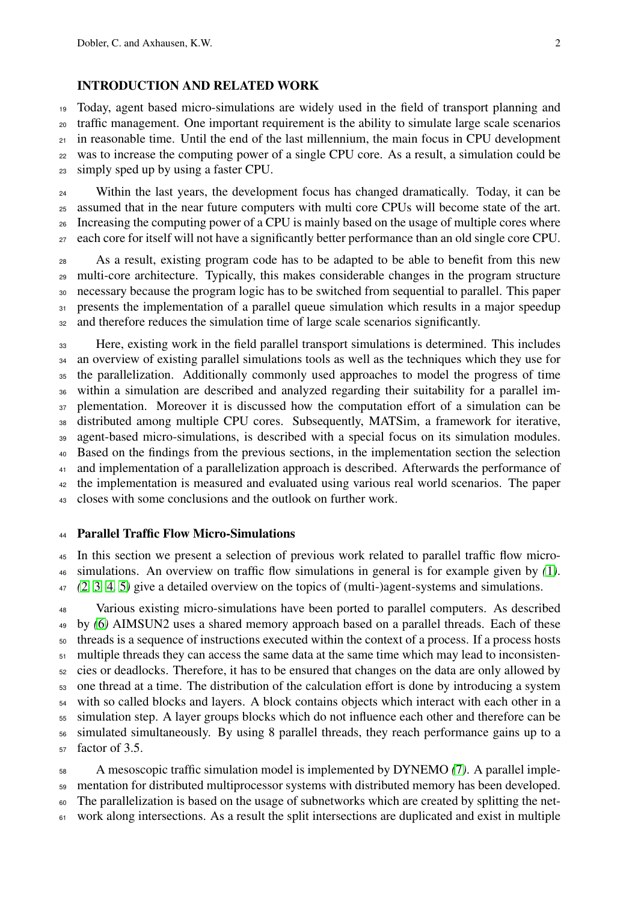## INTRODUCTION AND RELATED WORK

Today, agent based micro-simulations are widely used in the field of transport planning and traffic management. One important requirement is the ability to simulate large scale scenarios in reasonable time. Until the end of the last millennium, the main focus in CPU development was to increase the computing power of a single CPU core. As a result, a simulation could be simply sped up by using a faster CPU.

Within the last years, the development focus has changed dramatically. Today, it can be assumed that in the near future computers with multi core CPUs will become state of the art. Increasing the computing power of a CPU is mainly based on the usage of multiple cores where each core for itself will not have a significantly better performance than an old single core CPU.

As a result, existing program code has to be adapted to be able to benefit from this new multi-core architecture. Typically, this makes considerable changes in the program structure necessary because the program logic has to be switched from sequential to parallel. This paper presents the implementation of a parallel queue simulation which results in a major speedup and therefore reduces the simulation time of large scale scenarios significantly.

Here, existing work in the field parallel transport simulations is determined. This includes an overview of existing parallel simulations tools as well as the techniques which they use for the parallelization. Additionally commonly used approaches to model the progress of time within a simulation are described and analyzed regarding their suitability for a parallel implementation. Moreover it is discussed how the computation effort of a simulation can be distributed among multiple CPU cores. Subsequently, MATSim, a framework for iterative, agent-based micro-simulations, is described with a special focus on its simulation modules. Based on the findings from the previous sections, in the implementation section the selection and implementation of a parallelization approach is described. Afterwards the performance of the implementation is measured and evaluated using various real world scenarios. The paper closes with some conclusions and the outlook on further work.

### Parallel Traffic Flow Micro-Simulations

In this section we present a selection of previous work related to parallel traffic flow micro-simulations. An overview on traffic flow simulations in general is for example given by *(*1*)*. *(*2*,* 3*,* 4*,* 5*)* give a detailed overview on the topics of (multi-)agent-systems and simulations.

Various existing micro-simulations have been ported to parallel computers. As described by *(*6*)* AIMSUN2 uses a shared memory approach based on a parallel threads. Each of these threads is a sequence of instructions executed within the context of a process. If a process hosts multiple threads they can access the same data at the same time which may lead to inconsistencies or deadlocks. Therefore, it has to be ensured that changes on the data are only allowed by one thread at a time. The distribution of the calculation effort is done by introducing a system with so called blocks and layers. A block contains objects which interact with each other in a simulation step. A layer groups blocks which do not influence each other and therefore can be simulated simultaneously. By using 8 parallel threads, they reach performance gains up to a factor of 3.5.

A mesoscopic traffic simulation model is implemented by DYNEMO *(*7*)*. A parallel implementation for distributed multiprocessor systems with distributed memory has been developed. The parallelization is based on the usage of subnetworks which are created by splitting the network along intersections. As a result the split intersections are duplicated and exist in multiple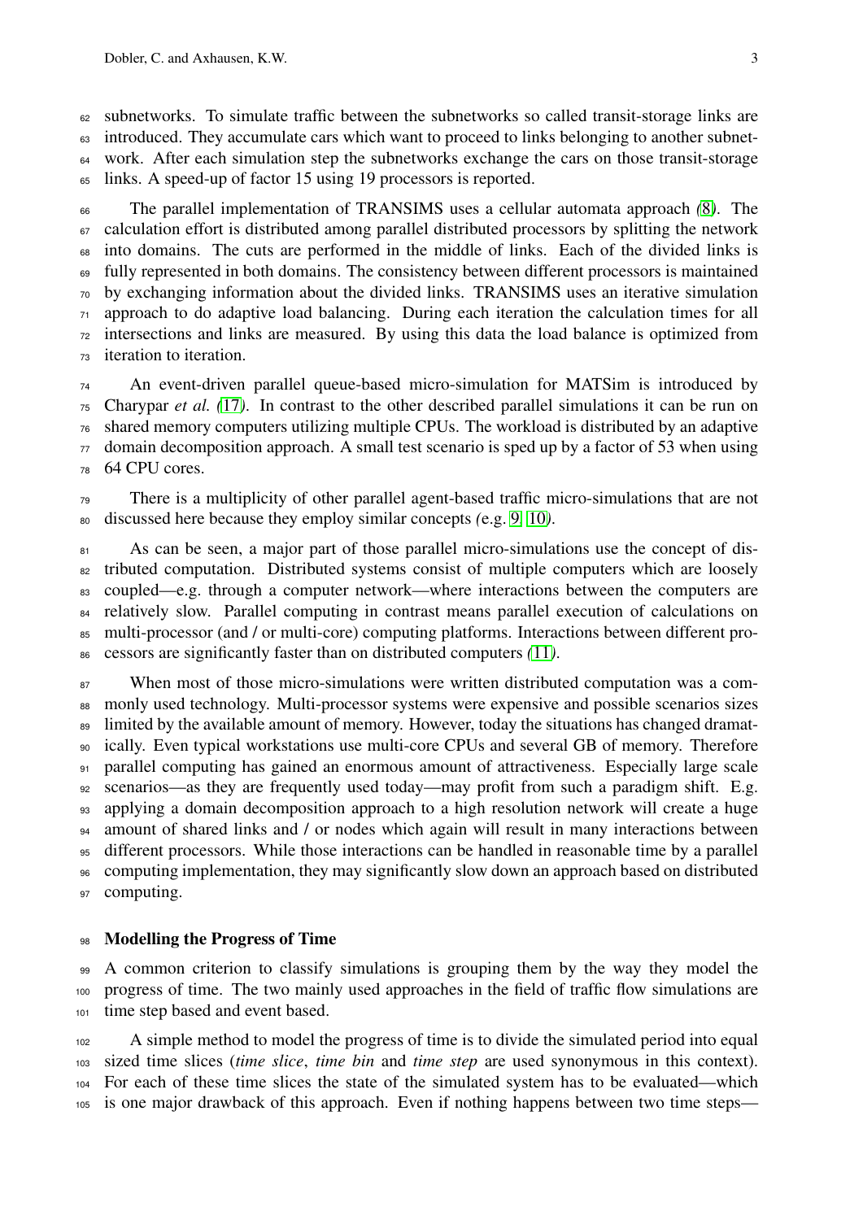subnetworks. To simulate traffic between the subnetworks so called transit-storage links are introduced. They accumulate cars which want to proceed to links belonging to another subnetwork. After each simulation step the subnetworks exchange the cars on those transit-storage links. A speed-up of factor 15 using 19 processors is reported.

The parallel implementation of TRANSIMS uses a cellular automata approach (8). The calculation effort is distributed among parallel distributed processors by splitting the network into domains. The cuts are performed in the middle of links. Each of the divided links is fully represented in both domains. The consistency between different processors is maintained by exchanging information about the divided links. TRANSIMS uses an iterative simulation approach to do adaptive load balancing. During each iteration the calculation times for all intersections and links are measured. By using this data the load balance is optimized from iteration to iteration.

An event-driven parallel queue-based micro-simulation for MATSim is introduced by Charypar *et al.* (17). In contrast to the other described parallel simulations it can be run on shared memory computers utilizing multiple CPUs. The workload is distributed by an adaptive domain decomposition approach. A small test scenario is sped up by a factor of 53 when using 64 CPU cores.

There is a multiplicity of other parallel agent-based traffic micro-simulations that are not discussed here because they employ similar concepts (e.g. 9, 10).

As can be seen, a major part of those parallel micro-simulations use the concept of distributed computation. Distributed systems consist of multiple computers which are loosely coupled—e.g. through a computer network—where interactions between the computers are relatively slow. Parallel computing in contrast means parallel execution of calculations on multi-processor (and / or multi-core) computing platforms. Interactions between different processors are significantly faster than on distributed computers (11).

When most of those micro-simulations were written distributed computation was a commonly used technology. Multi-processor systems were expensive and possible scenarios sizes limited by the available amount of memory. However, today the situations has changed dramatically. Even typical workstations use multi-core CPUs and several GB of memory. Therefore parallel computing has gained an enormous amount of attractiveness. Especially large scale scenarios—as they are frequently used today—may profit from such a paradigm shift. E.g. applying a domain decomposition approach to a high resolution network will create a huge amount of shared links and / or nodes which again will result in many interactions between different processors. While those interactions can be handled in reasonable time by a parallel computing implementation, they may significantly slow down an approach based on distributed computing.

## Modelling the Progress of Time

A common criterion to classify simulations is grouping them by the way they model the progress of time. The two mainly used approaches in the field of traffic flow simulations are time step based and event based.

A simple method to model the progress of time is to divide the simulated period into equal sized time slices (*time slice*, *time bin* and *time step* are used synonymous in this context). For each of these time slices the state of the simulated system has to be evaluated—which is one major drawback of this approach. Even if nothing happens between two time steps—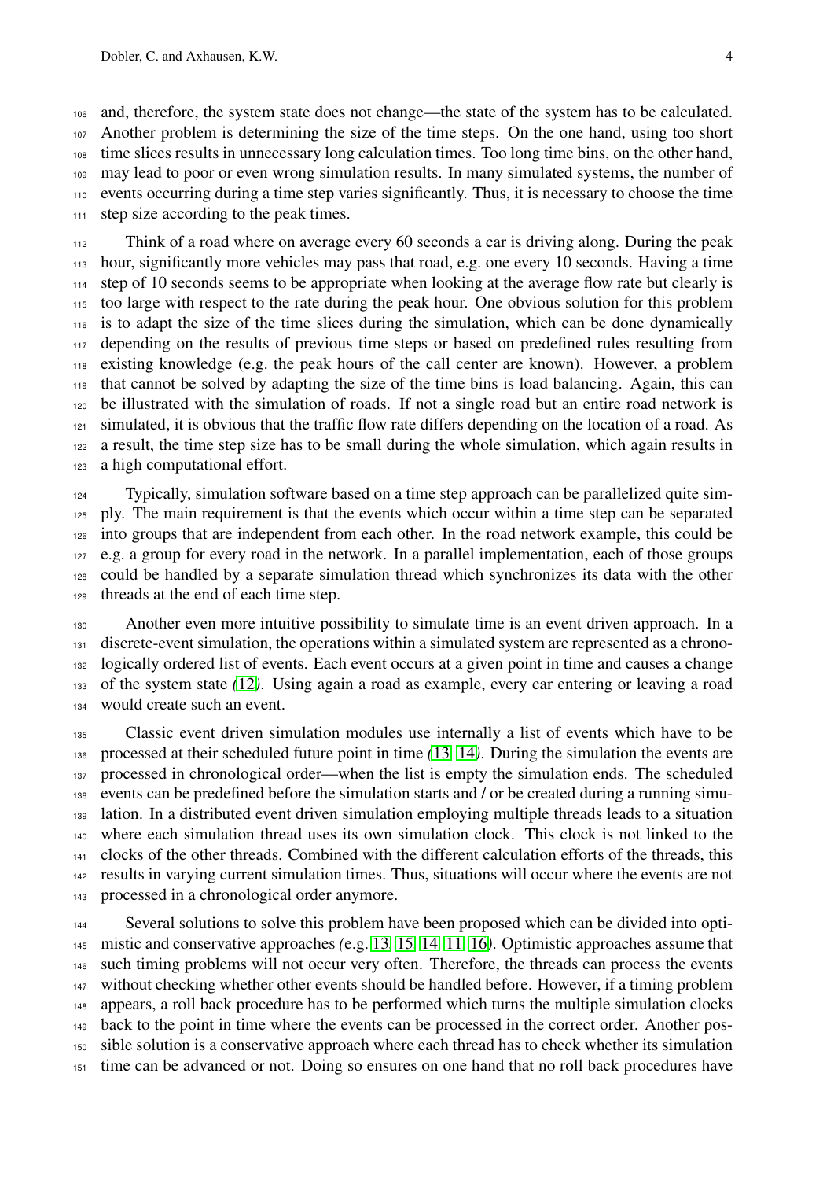and, therefore, the system state does not change—the state of the system has to be calculated. Another problem is determining the size of the time steps. On the one hand, using too short time slices results in unnecessary long calculation times. Too long time bins, on the other hand, may lead to poor or even wrong simulation results. In many simulated systems, the number of events occurring during a time step varies significantly. Thus, it is necessary to choose the time step size according to the peak times.

Think of a road where on average every 60 seconds a car is driving along. During the peak hour, significantly more vehicles may pass that road, e.g. one every 10 seconds. Having a time step of 10 seconds seems to be appropriate when looking at the average flow rate but clearly is too large with respect to the rate during the peak hour. One obvious solution for this problem is to adapt the size of the time slices during the simulation, which can be done dynamically depending on the results of previous time steps or based on predefined rules resulting from existing knowledge (e.g. the peak hours of the call center are known). However, a problem that cannot be solved by adapting the size of the time bins is load balancing. Again, this can be illustrated with the simulation of roads. If not a single road but an entire road network is simulated, it is obvious that the traffic flow rate differs depending on the location of a road. As a result, the time step size has to be small during the whole simulation, which again results in a high computational effort.

Typically, simulation software based on a time step approach can be parallelized quite simply. The main requirement is that the events which occur within a time step can be separated into groups that are independent from each other. In the road network example, this could be e.g. a group for every road in the network. In a parallel implementation, each of those groups could be handled by a separate simulation thread which synchronizes its data with the other threads at the end of each time step.

Another even more intuitive possibility to simulate time is an event driven approach. In a discrete-event simulation, the operations within a simulated system are represented as a chronologically ordered list of events. Each event occurs at a given point in time and causes a change of the system state *(*12*)*. Using again a road as example, every car entering or leaving a road would create such an event.

Classic event driven simulation modules use internally a list of events which have to be processed at their scheduled future point in time *(*13, 14*)*. During the simulation the events are processed in chronological order—when the list is empty the simulation ends. The scheduled events can be predefined before the simulation starts and / or be created during a running simulation. In a distributed event driven simulation employing multiple threads leads to a situation where each simulation thread uses its own simulation clock. This clock is not linked to the clocks of the other threads. Combined with the different calculation efforts of the threads, this results in varying current simulation times. Thus, situations will occur where the events are not processed in a chronological order anymore.

Several solutions to solve this problem have been proposed which can be divided into optimistic and conservative approaches *(*e.g. 13, 15, 14, 11, 16*)*. Optimistic approaches assume that such timing problems will not occur very often. Therefore, the threads can process the events without checking whether other events should be handled before. However, if a timing problem appears, a roll back procedure has to be performed which turns the multiple simulation clocks back to the point in time where the events can be processed in the correct order. Another possible solution is a conservative approach where each thread has to check whether its simulation time can be advanced or not. Doing so ensures on one hand that no roll back procedures have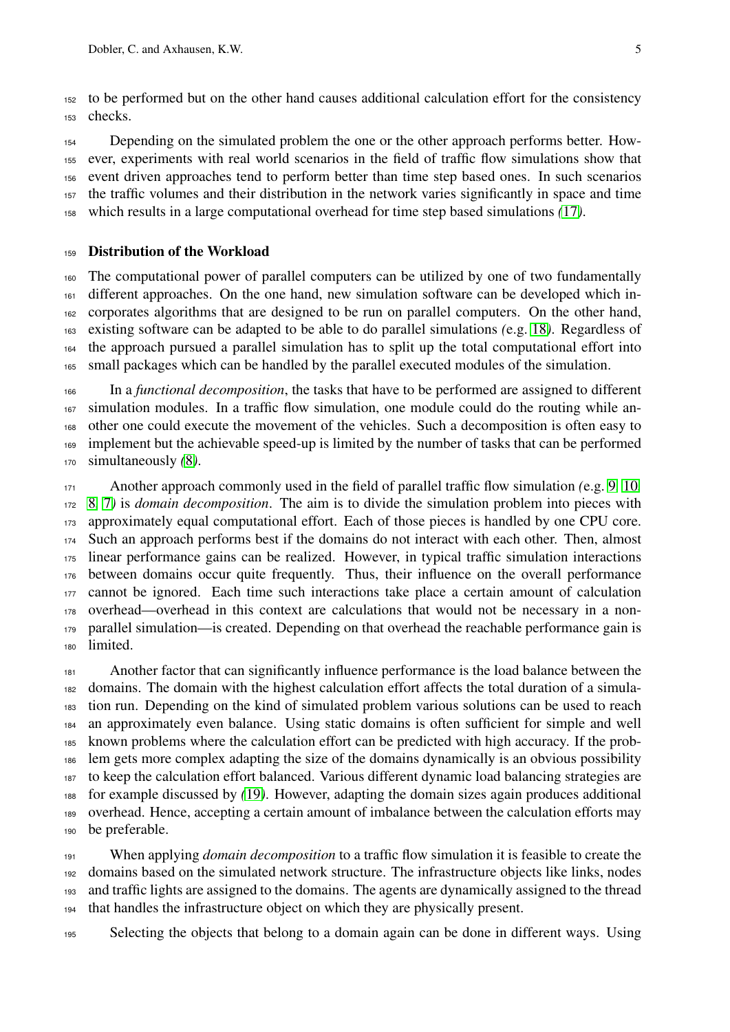to be performed but on the other hand causes additional calculation effort for the consistency checks.

Depending on the simulated problem the one or the other approach performs better. However, experiments with real world scenarios in the field of traffic flow simulations show that event driven approaches tend to perform better than time step based ones. In such scenarios the traffic volumes and their distribution in the network varies significantly in space and time which results in a large computational overhead for time step based simulations (17).

## Distribution of the Workload

The computational power of parallel computers can be utilized by one of two fundamentally different approaches. On the one hand, new simulation software can be developed which incorporates algorithms that are designed to be run on parallel computers. On the other hand, existing software can be adapted to be able to do parallel simulations (e.g. 18). Regardless of the approach pursued a parallel simulation has to split up the total computational effort into small packages which can be handled by the parallel executed modules of the simulation.

In a *functional decomposition*, the tasks that have to be performed are assigned to different simulation modules. In a traffic flow simulation, one module could do the routing while another one could execute the movement of the vehicles. Such a decomposition is often easy to implement but the achievable speed-up is limited by the number of tasks that can be performed simultaneously (8).

Another approach commonly used in the field of parallel traffic flow simulation (e.g. 9, 10, 8, 7) is *domain decomposition*. The aim is to divide the simulation problem into pieces with approximately equal computational effort. Each of those pieces is handled by one CPU core. Such an approach performs best if the domains do not interact with each other. Then, almost linear performance gains can be realized. However, in typical traffic simulation interactions between domains occur quite frequently. Thus, their influence on the overall performance cannot be ignored. Each time such interactions take place a certain amount of calculation overhead—overhead in this context are calculations that would not be necessary in a non-parallel simulation—is created. Depending on that overhead the reachable performance gain is limited.

Another factor that can significantly influence performance is the load balance between the domains. The domain with the highest calculation effort affects the total duration of a simulation run. Depending on the kind of simulated problem various solutions can be used to reach an approximately even balance. Using static domains is often sufficient for simple and well known problems where the calculation effort can be predicted with high accuracy. If the problem gets more complex adapting the size of the domains dynamically is an obvious possibility to keep the calculation effort balanced. Various different dynamic load balancing strategies are for example discussed by (19). However, adapting the domain sizes again produces additional overhead. Hence, accepting a certain amount of imbalance between the calculation efforts may be preferable.

When applying *domain decomposition* to a traffic flow simulation it is feasible to create the domains based on the simulated network structure. The infrastructure objects like links, nodes and traffic lights are assigned to the domains. The agents are dynamically assigned to the thread that handles the infrastructure object on which they are physically present.

Selecting the objects that belong to a domain again can be done in different ways. Using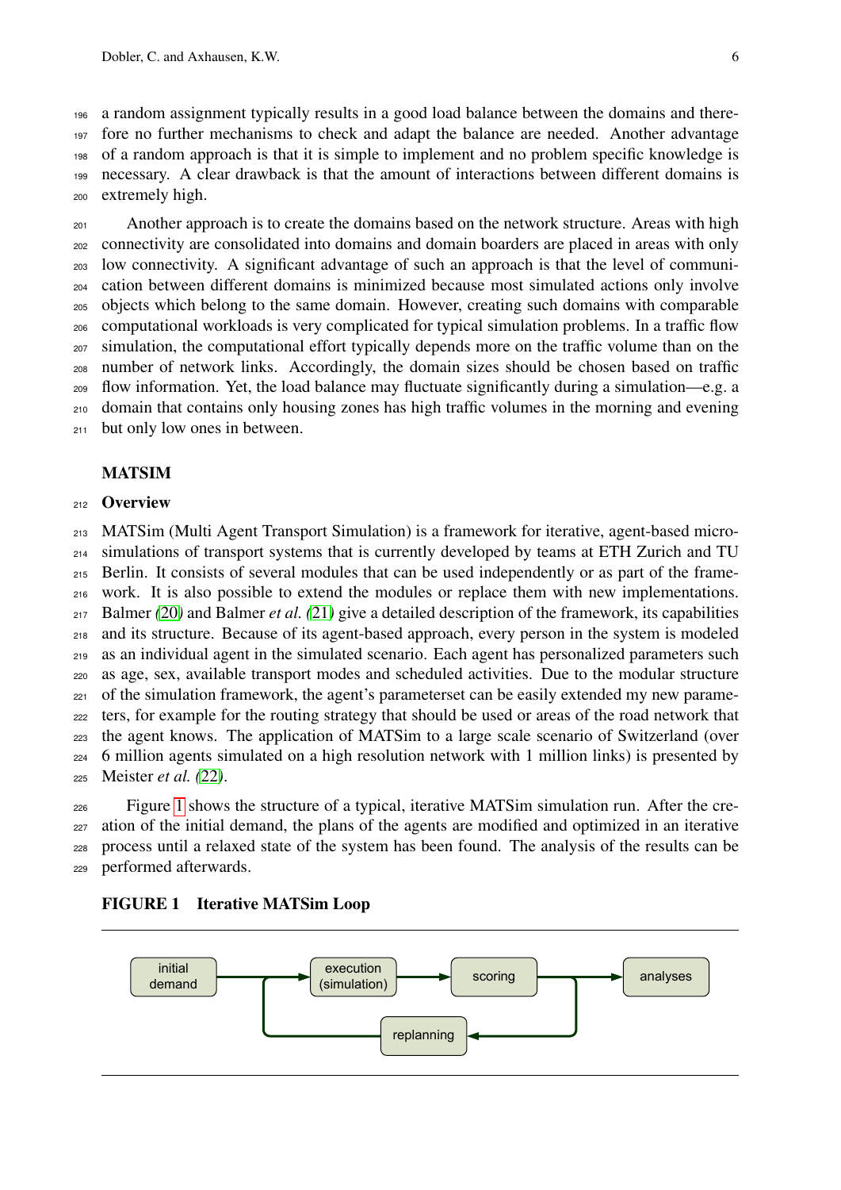a random assignment typically results in a good load balance between the domains and therefore no further mechanisms to check and adapt the balance are needed. Another advantage of a random approach is that it is simple to implement and no problem specific knowledge is necessary. A clear drawback is that the amount of interactions between different domains is extremely high.

Another approach is to create the domains based on the network structure. Areas with high connectivity are consolidated into domains and domain boarders are placed in areas with only low connectivity. A significant advantage of such an approach is that the level of communication between different domains is minimized because most simulated actions only involve objects which belong to the same domain. However, creating such domains with comparable computational workloads is very complicated for typical simulation problems. In a traffic flow simulation, the computational effort typically depends more on the traffic volume than on the number of network links. Accordingly, the domain sizes should be chosen based on traffic flow information. Yet, the load balance may fluctuate significantly during a simulation—e.g. a domain that contains only housing zones has high traffic volumes in the morning and evening but only low ones in between.

## MATSIM

### Overview

MATSim (Multi Agent Transport Simulation) is a framework for iterative, agent-based micro-simulations of transport systems that is currently developed by teams at ETH Zurich and TU Berlin. It consists of several modules that can be used independently or as part of the framework. It is also possible to extend the modules or replace them with new implementations. Balmer (20) and Balmer *et al.* (21) give a detailed description of the framework, its capabilities and its structure. Because of its agent-based approach, every person in the system is modeled as an individual agent in the simulated scenario. Each agent has personalized parameters such as age, sex, available transport modes and scheduled activities. Due to the modular structure of the simulation framework, the agent's parameterset can be easily extended my new parameters, for example for the routing strategy that should be used or areas of the road network that the agent knows. The application of MATSim to a large scale scenario of Switzerland (over 6 million agents simulated on a high resolution network with 1 million links) is presented by Meister *et al.* (22).

Figure 1 shows the structure of a typical, iterative MATSim simulation run. After the creation of the initial demand, the plans of the agents are modified and optimized in an iterative process until a relaxed state of the system has been found. The analysis of the results can be performed afterwards.

**FIGURE 1 Iterative MATSim Loop**

initial demand → execution (simulation) → scoring → analyses; scoring → replanning → execution (simulation)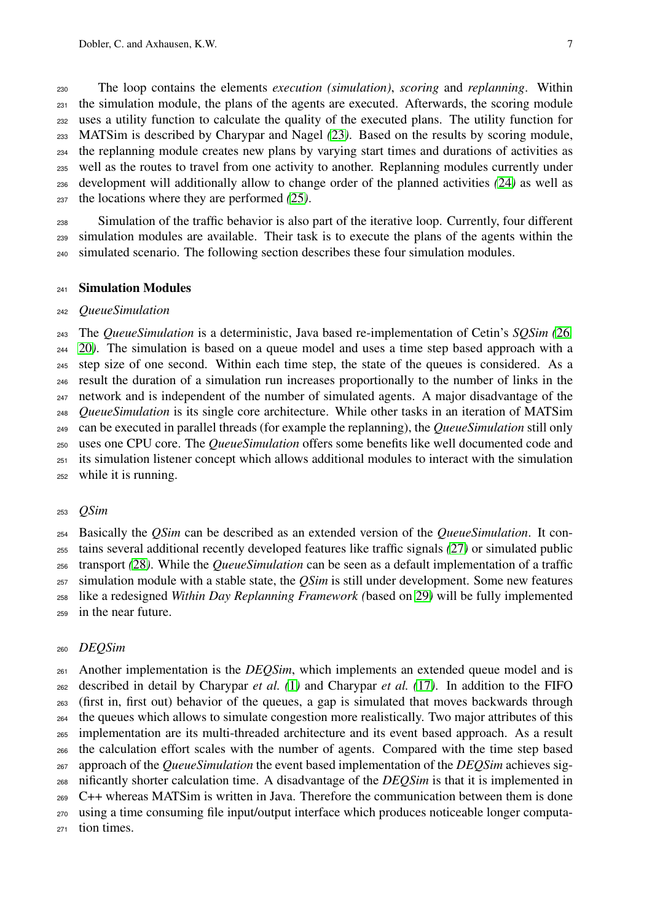The loop contains the elements *execution (simulation)*, *scoring* and *replanning*. Within the simulation module, the plans of the agents are executed. Afterwards, the scoring module uses a utility function to calculate the quality of the executed plans. The utility function for MATSim is described by Charypar and Nagel (23). Based on the results by scoring module, the replanning module creates new plans by varying start times and durations of activities as well as the routes to travel from one activity to another. Replanning modules currently under development will additionally allow to change order of the planned activities (24) as well as the locations where they are performed (25).

Simulation of the traffic behavior is also part of the iterative loop. Currently, four different simulation modules are available. Their task is to execute the plans of the agents within the simulated scenario. The following section describes these four simulation modules.

## Simulation Modules

### *QueueSimulation*

The *QueueSimulation* is a deterministic, Java based re-implementation of Cetin's *SQSim* (26, 20). The simulation is based on a queue model and uses a time step based approach with a step size of one second. Within each time step, the state of the queues is considered. As a result the duration of a simulation run increases proportionally to the number of links in the network and is independent of the number of simulated agents. A major disadvantage of the *QueueSimulation* is its single core architecture. While other tasks in an iteration of MATSim can be executed in parallel threads (for example the replanning), the *QueueSimulation* still only uses one CPU core. The *QueueSimulation* offers some benefits like well documented code and its simulation listener concept which allows additional modules to interact with the simulation while it is running.

### *QSim*

Basically the *QSim* can be described as an extended version of the *QueueSimulation*. It contains several additional recently developed features like traffic signals (27) or simulated public transport (28). While the *QueueSimulation* can be seen as a default implementation of a traffic simulation module with a stable state, the *QSim* is still under development. Some new features like a redesigned *Within Day Replanning Framework* (based on 29) will be fully implemented in the near future.

### *DEQSim*

Another implementation is the *DEQSim*, which implements an extended queue model and is described in detail by Charypar *et al.* (1) and Charypar *et al.* (17). In addition to the FIFO (first in, first out) behavior of the queues, a gap is simulated that moves backwards through the queues which allows to simulate congestion more realistically. Two major attributes of this implementation are its multi-threaded architecture and its event based approach. As a result the calculation effort scales with the number of agents. Compared with the time step based approach of the *QueueSimulation* the event based implementation of the *DEQSim* achieves significantly shorter calculation time. A disadvantage of the *DEQSim* is that it is implemented in C++ whereas MATSim is written in Java. Therefore the communication between them is done using a time consuming file input/output interface which produces noticeable longer computation times.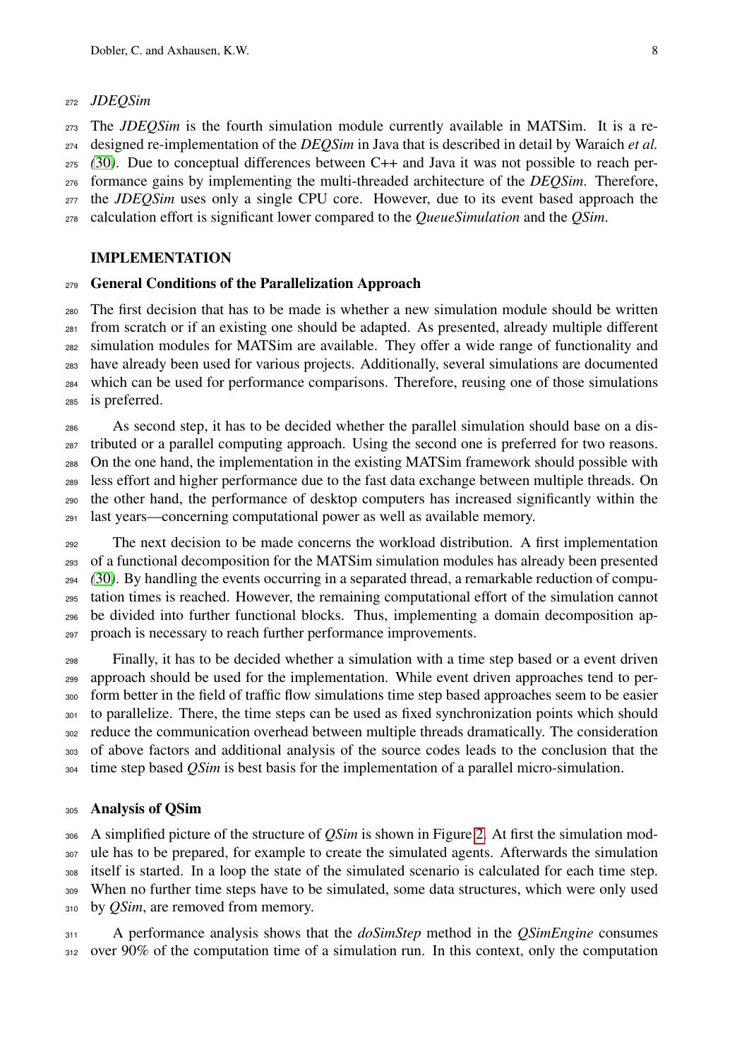### *JDEQSim*

The *JDEQSim* is the fourth simulation module currently available in MATSim. It is a re-designed re-implementation of the *DEQSim* in Java that is described in detail by Waraich *et al.* (30). Due to conceptual differences between C++ and Java it was not possible to reach performance gains by implementing the multi-threaded architecture of the *DEQSim*. Therefore, the *JDEQSim* uses only a single CPU core. However, due to its event based approach the calculation effort is significant lower compared to the *QueueSimulation* and the *QSim*.

# IMPLEMENTATION

## General Conditions of the Parallelization Approach

The first decision that has to be made is whether a new simulation module should be written from scratch or if an existing one should be adapted. As presented, already multiple different simulation modules for MATSim are available. They offer a wide range of functionality and have already been used for various projects. Additionally, several simulations are documented which can be used for performance comparisons. Therefore, reusing one of those simulations is preferred.

As second step, it has to be decided whether the parallel simulation should base on a distributed or a parallel computing approach. Using the second one is preferred for two reasons. On the one hand, the implementation in the existing MATSim framework should possible with less effort and higher performance due to the fast data exchange between multiple threads. On the other hand, the performance of desktop computers has increased significantly within the last years—concerning computational power as well as available memory.

The next decision to be made concerns the workload distribution. A first implementation of a functional decomposition for the MATSim simulation modules has already been presented (30). By handling the events occurring in a separated thread, a remarkable reduction of computation times is reached. However, the remaining computational effort of the simulation cannot be divided into further functional blocks. Thus, implementing a domain decomposition approach is necessary to reach further performance improvements.

Finally, it has to be decided whether a simulation with a time step based or a event driven approach should be used for the implementation. While event driven approaches tend to perform better in the field of traffic flow simulations time step based approaches seem to be easier to parallelize. There, the time steps can be used as fixed synchronization points which should reduce the communication overhead between multiple threads dramatically. The consideration of above factors and additional analysis of the source codes leads to the conclusion that the time step based *QSim* is best basis for the implementation of a parallel micro-simulation.

## Analysis of QSim

A simplified picture of the structure of *QSim* is shown in Figure 2. At first the simulation module has to be prepared, for example to create the simulated agents. Afterwards the simulation itself is started. In a loop the state of the simulated scenario is calculated for each time step. When no further time steps have to be simulated, some data structures, which were only used by *QSim*, are removed from memory.

A performance analysis shows that the *doSimStep* method in the *QSimEngine* consumes over 90% of the computation time of a simulation run. In this context, only the computation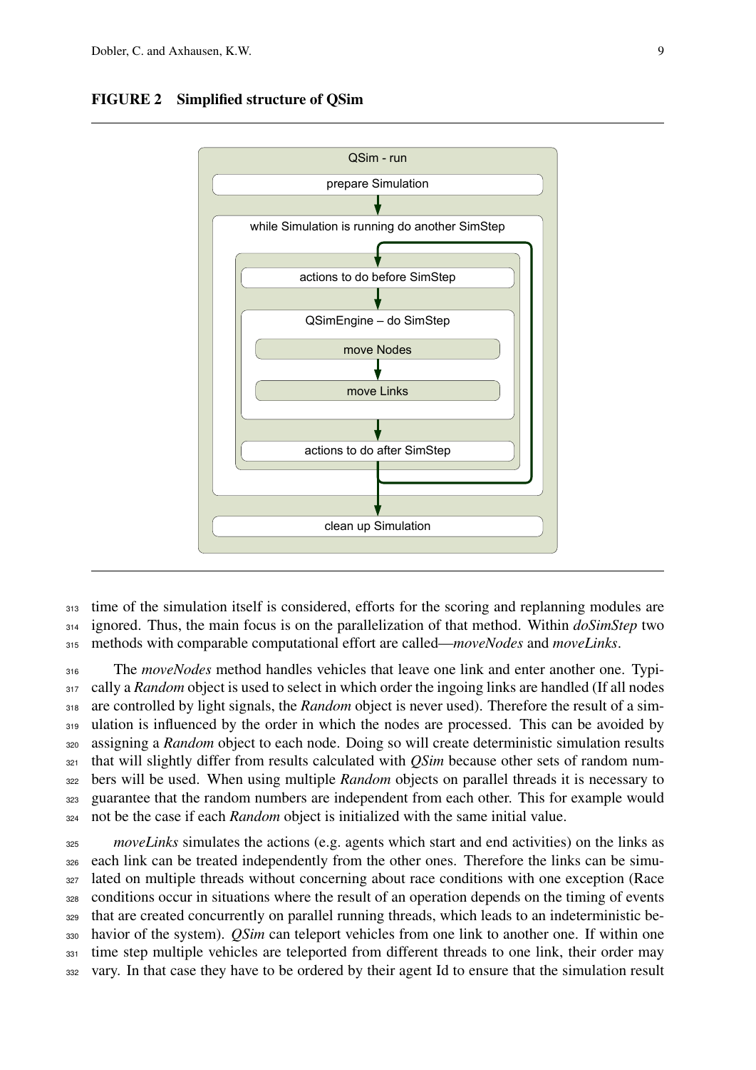**FIGURE 2 Simplified structure of QSim**

time of the simulation itself is considered, efforts for the scoring and replanning modules are ignored. Thus, the main focus is on the parallelization of that method. Within *doSimStep* two methods with comparable computational effort are called—*moveNodes* and *moveLinks*.

The *moveNodes* method handles vehicles that leave one link and enter another one. Typically a *Random* object is used to select in which order the ingoing links are handled (If all nodes are controlled by light signals, the *Random* object is never used). Therefore the result of a simulation is influenced by the order in which the nodes are processed. This can be avoided by assigning a *Random* object to each node. Doing so will create deterministic simulation results that will slightly differ from results calculated with *QSim* because other sets of random numbers will be used. When using multiple *Random* objects on parallel threads it is necessary to guarantee that the random numbers are independent from each other. This for example would not be the case if each *Random* object is initialized with the same initial value.

*moveLinks* simulates the actions (e.g. agents which start and end activities) on the links as each link can be treated independently from the other ones. Therefore the links can be simulated on multiple threads without concerning about race conditions with one exception (Race conditions occur in situations where the result of an operation depends on the timing of events that are created concurrently on parallel running threads, which leads to an indeterministic behavior of the system). *QSim* can teleport vehicles from one link to another one. If within one time step multiple vehicles are teleported from different threads to one link, their order may vary. In that case they have to be ordered by their agent Id to ensure that the simulation result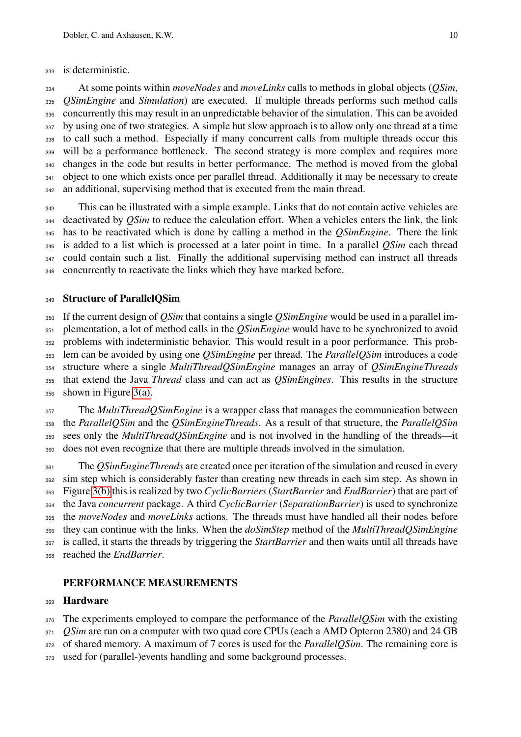is deterministic.

At some points within *moveNodes* and *moveLinks* calls to methods in global objects (*QSim*, *QSimEngine* and *Simulation*) are executed. If multiple threads performs such method calls concurrently this may result in an unpredictable behavior of the simulation. This can be avoided by using one of two strategies. A simple but slow approach is to allow only one thread at a time to call such a method. Especially if many concurrent calls from multiple threads occur this will be a performance bottleneck. The second strategy is more complex and requires more changes in the code but results in better performance. The method is moved from the global object to one which exists once per parallel thread. Additionally it may be necessary to create an additional, supervising method that is executed from the main thread.

This can be illustrated with a simple example. Links that do not contain active vehicles are deactivated by *QSim* to reduce the calculation effort. When a vehicles enters the link, the link has to be reactivated which is done by calling a method in the *QSimEngine*. There the link is added to a list which is processed at a later point in time. In a parallel *QSim* each thread could contain such a list. Finally the additional supervising method can instruct all threads concurrently to reactivate the links which they have marked before.

### Structure of ParallelQSim

If the current design of *QSim* that contains a single *QSimEngine* would be used in a parallel implementation, a lot of method calls in the *QSimEngine* would have to be synchronized to avoid problems with indeterministic behavior. This would result in a poor performance. This problem can be avoided by using one *QSimEngine* per thread. The *ParallelQSim* introduces a code structure where a single *MultiThreadQSimEngine* manages an array of *QSimEngineThreads* that extend the Java *Thread* class and can act as *QSimEngines*. This results in the structure shown in Figure 3(a).

The *MultiThreadQSimEngine* is a wrapper class that manages the communication between the *ParallelQSim* and the *QSimEngineThreads*. As a result of that structure, the *ParallelQSim* sees only the *MultiThreadQSimEngine* and is not involved in the handling of the threads—it does not even recognize that there are multiple threads involved in the simulation.

The *QSimEngineThreads* are created once per iteration of the simulation and reused in every sim step which is considerably faster than creating new threads in each sim step. As shown in Figure 3(b) this is realized by two *CyclicBarriers* (*StartBarrier* and *EndBarrier*) that are part of the Java *concurrent* package. A third *CyclicBarrier* (*SeparationBarrier*) is used to synchronize the *moveNodes* and *moveLinks* actions. The threads must have handled all their nodes before they can continue with the links. When the *doSimStep* method of the *MultiThreadQSimEngine* is called, it starts the threads by triggering the *StartBarrier* and then waits until all threads have reached the *EndBarrier*.

## PERFORMANCE MEASUREMENTS

### Hardware

The experiments employed to compare the performance of the *ParallelQSim* with the existing *QSim* are run on a computer with two quad core CPUs (each a AMD Opteron 2380) and 24 GB of shared memory. A maximum of 7 cores is used for the *ParallelQSim*. The remaining core is used for (parallel-)events handling and some background processes.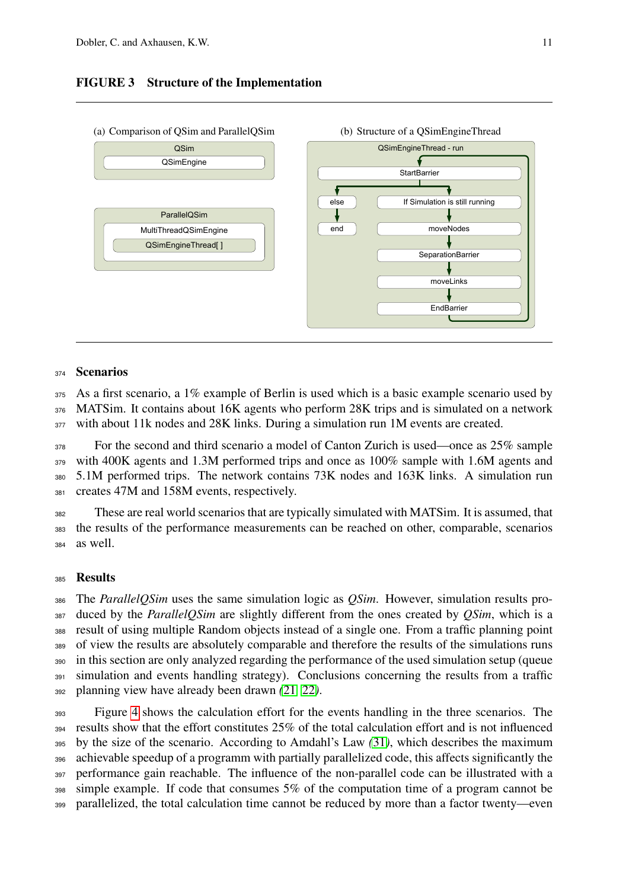**FIGURE 3 Structure of the Implementation**

(a) Comparison of QSim and ParallelQSim

QSim
QSimEngine

ParallelQSim
MultiThreadQSimEngine
QSimEngineThread[ ]

(b) Structure of a QSimEngineThread

QSimEngineThread - run
StartBarrier
else
end
If Simulation is still running
moveNodes
SeparationBarrier
moveLinks
EndBarrier

## Scenarios

As a first scenario, a 1% example of Berlin is used which is a basic example scenario used by MATSim. It contains about 16K agents who perform 28K trips and is simulated on a network with about 11k nodes and 28K links. During a simulation run 1M events are created.

For the second and third scenario a model of Canton Zurich is used—once as 25% sample with 400K agents and 1.3M performed trips and once as 100% sample with 1.6M agents and 5.1M performed trips. The network contains 73K nodes and 163K links. A simulation run creates 47M and 158M events, respectively.

These are real world scenarios that are typically simulated with MATSim. It is assumed, that the results of the performance measurements can be reached on other, comparable, scenarios as well.

## Results

The *ParallelQSim* uses the same simulation logic as *QSim*. However, simulation results produced by the *ParallelQSim* are slightly different from the ones created by *QSim*, which is a result of using multiple Random objects instead of a single one. From a traffic planning point of view the results are absolutely comparable and therefore the results of the simulations runs in this section are only analyzed regarding the performance of the used simulation setup (queue simulation and events handling strategy). Conclusions concerning the results from a traffic planning view have already been drawn *(*21, 22*)*.

Figure 4 shows the calculation effort for the events handling in the three scenarios. The results show that the effort constitutes 25% of the total calculation effort and is not influenced by the size of the scenario. According to Amdahl's Law *(*31*)*, which describes the maximum achievable speedup of a programm with partially parallelized code, this affects significantly the performance gain reachable. The influence of the non-parallel code can be illustrated with a simple example. If code that consumes 5% of the computation time of a program cannot be parallelized, the total calculation time cannot be reduced by more than a factor twenty—even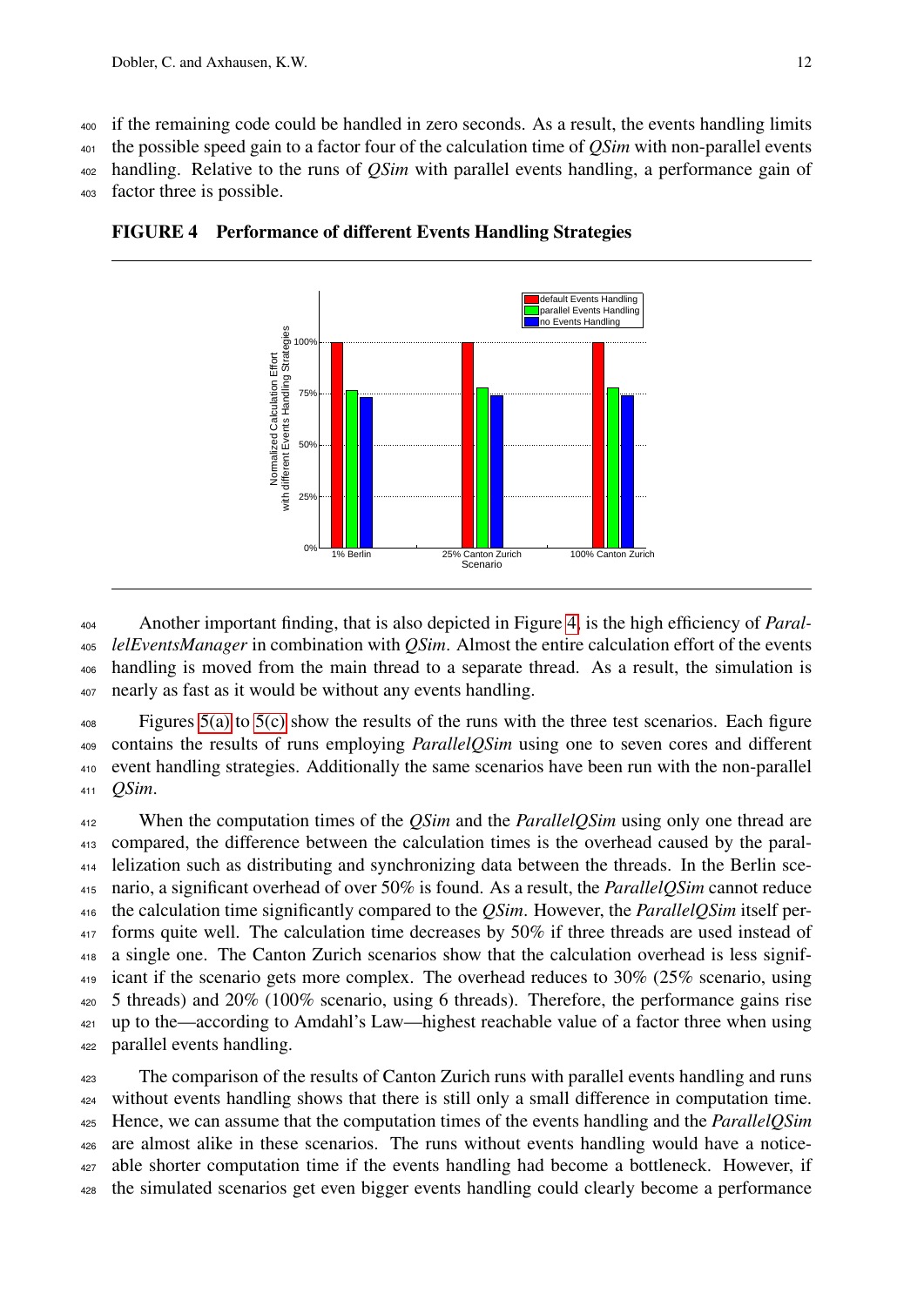if the remaining code could be handled in zero seconds. As a result, the events handling limits the possible speed gain to a factor four of the calculation time of *QSim* with non-parallel events handling. Relative to the runs of *QSim* with parallel events handling, a performance gain of factor three is possible.

**FIGURE 4 Performance of different Events Handling Strategies**

Another important finding, that is also depicted in Figure 4, is the high efficiency of *ParallelEventsManager* in combination with *QSim*. Almost the entire calculation effort of the events handling is moved from the main thread to a separate thread. As a result, the simulation is nearly as fast as it would be without any events handling.

Figures 5(a) to 5(c) show the results of the runs with the three test scenarios. Each figure contains the results of runs employing *ParallelQSim* using one to seven cores and different event handling strategies. Additionally the same scenarios have been run with the non-parallel *QSim*.

When the computation times of the *QSim* and the *ParallelQSim* using only one thread are compared, the difference between the calculation times is the overhead caused by the parallelization such as distributing and synchronizing data between the threads. In the Berlin scenario, a significant overhead of over 50% is found. As a result, the *ParallelQSim* cannot reduce the calculation time significantly compared to the *QSim*. However, the *ParallelQSim* itself performs quite well. The calculation time decreases by 50% if three threads are used instead of a single one. The Canton Zurich scenarios show that the calculation overhead is less significant if the scenario gets more complex. The overhead reduces to 30% (25% scenario, using 5 threads) and 20% (100% scenario, using 6 threads). Therefore, the performance gains rise up to the—according to Amdahl's Law—highest reachable value of a factor three when using parallel events handling.

The comparison of the results of Canton Zurich runs with parallel events handling and runs without events handling shows that there is still only a small difference in computation time. Hence, we can assume that the computation times of the events handling and the *ParallelQSim* are almost alike in these scenarios. The runs without events handling would have a noticeable shorter computation time if the events handling had become a bottleneck. However, if the simulated scenarios get even bigger events handling could clearly become a performance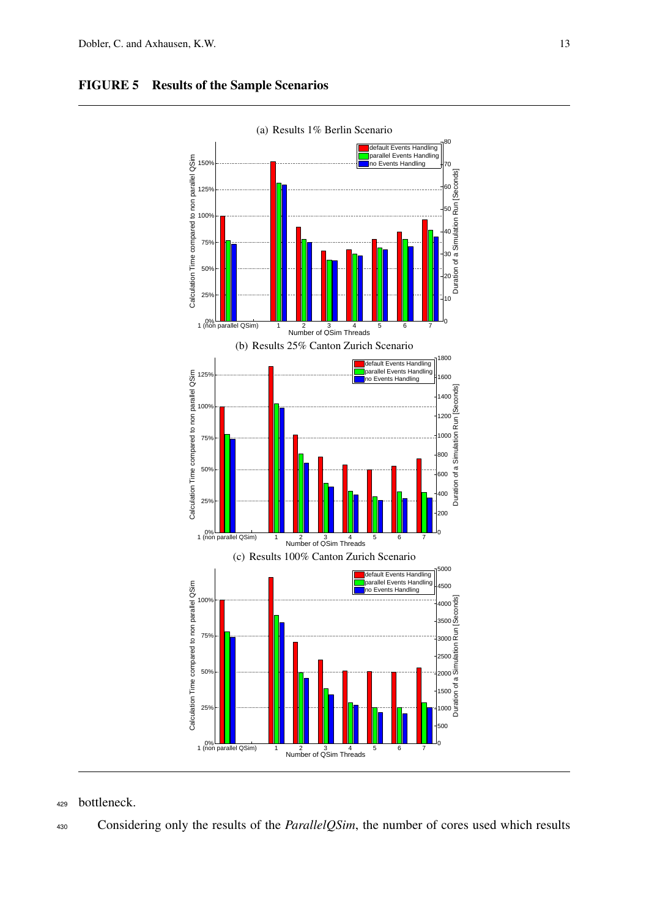**FIGURE 5 Results of the Sample Scenarios**

(a) Results 1% Berlin Scenario

(b) Results 25% Canton Zurich Scenario

(c) Results 100% Canton Zurich Scenario

bottleneck.

Considering only the results of the *ParallelQSim*, the number of cores used which results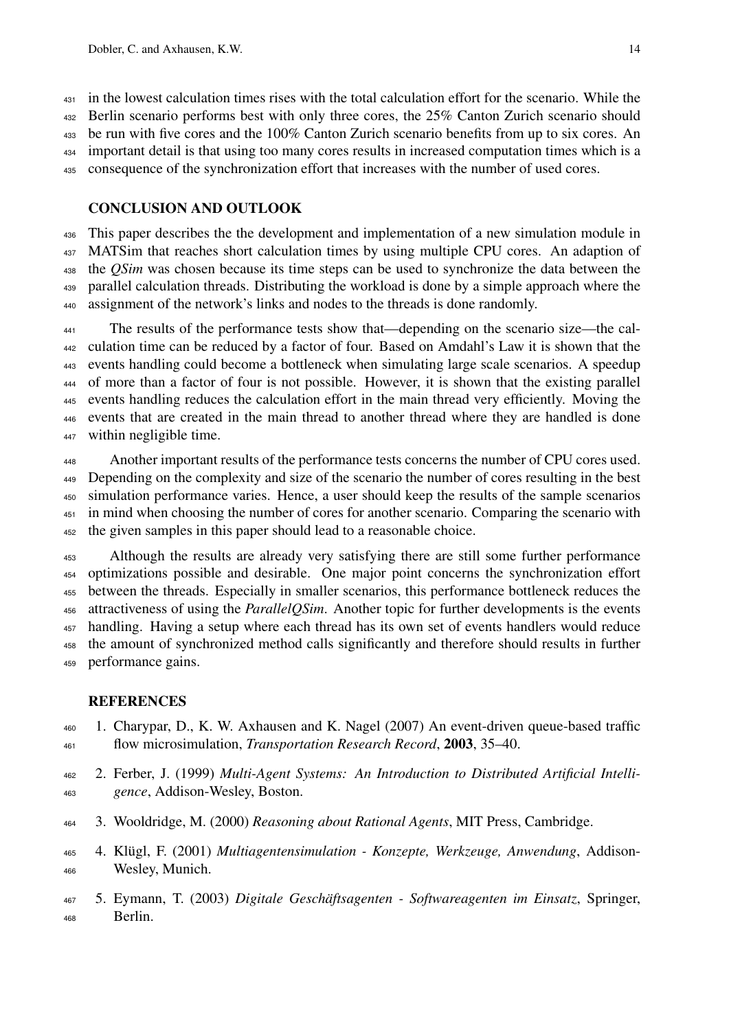in the lowest calculation times rises with the total calculation effort for the scenario. While the Berlin scenario performs best with only three cores, the 25% Canton Zurich scenario should be run with five cores and the 100% Canton Zurich scenario benefits from up to six cores. An important detail is that using too many cores results in increased computation times which is a consequence of the synchronization effort that increases with the number of used cores.

## CONCLUSION AND OUTLOOK

This paper describes the the development and implementation of a new simulation module in MATSim that reaches short calculation times by using multiple CPU cores. An adaption of the *QSim* was chosen because its time steps can be used to synchronize the data between the parallel calculation threads. Distributing the workload is done by a simple approach where the assignment of the network's links and nodes to the threads is done randomly.

The results of the performance tests show that—depending on the scenario size—the calculation time can be reduced by a factor of four. Based on Amdahl's Law it is shown that the events handling could become a bottleneck when simulating large scale scenarios. A speedup of more than a factor of four is not possible. However, it is shown that the existing parallel events handling reduces the calculation effort in the main thread very efficiently. Moving the events that are created in the main thread to another thread where they are handled is done within negligible time.

Another important results of the performance tests concerns the number of CPU cores used. Depending on the complexity and size of the scenario the number of cores resulting in the best simulation performance varies. Hence, a user should keep the results of the sample scenarios in mind when choosing the number of cores for another scenario. Comparing the scenario with the given samples in this paper should lead to a reasonable choice.

Although the results are already very satisfying there are still some further performance optimizations possible and desirable. One major point concerns the synchronization effort between the threads. Especially in smaller scenarios, this performance bottleneck reduces the attractiveness of using the *ParallelQSim*. Another topic for further developments is the events handling. Having a setup where each thread has its own set of events handlers would reduce the amount of synchronized method calls significantly and therefore should results in further performance gains.

## REFERENCES

1. Charypar, D., K. W. Axhausen and K. Nagel (2007) An event-driven queue-based traffic flow microsimulation, *Transportation Research Record*, **2003**, 35–40.
2. Ferber, J. (1999) *Multi-Agent Systems: An Introduction to Distributed Artificial Intelligence*, Addison-Wesley, Boston.
3. Wooldridge, M. (2000) *Reasoning about Rational Agents*, MIT Press, Cambridge.
4. Klügl, F. (2001) *Multiagentensimulation - Konzepte, Werkzeuge, Anwendung*, Addison-Wesley, Munich.
5. Eymann, T. (2003) *Digitale Geschäftsagenten - Softwareagenten im Einsatz*, Springer, Berlin.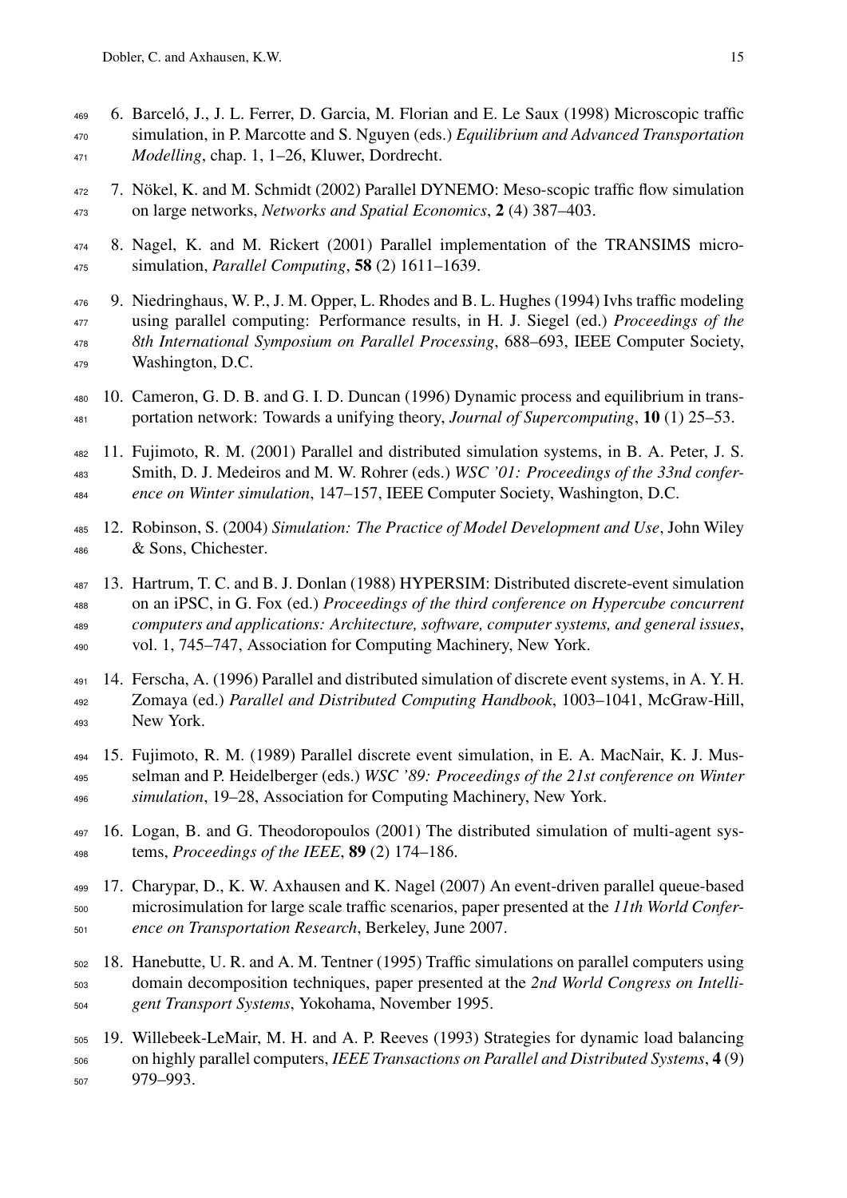6. Barceló, J., J. L. Ferrer, D. Garcia, M. Florian and E. Le Saux (1998) Microscopic traffic simulation, in P. Marcotte and S. Nguyen (eds.) *Equilibrium and Advanced Transportation Modelling*, chap. 1, 1–26, Kluwer, Dordrecht.

7. Nökel, K. and M. Schmidt (2002) Parallel DYNEMO: Meso-scopic traffic flow simulation on large networks, *Networks and Spatial Economics*, **2** (4) 387–403.

8. Nagel, K. and M. Rickert (2001) Parallel implementation of the TRANSIMS micro-simulation, *Parallel Computing*, **58** (2) 1611–1639.

9. Niedringhaus, W. P., J. M. Opper, L. Rhodes and B. L. Hughes (1994) Ivhs traffic modeling using parallel computing: Performance results, in H. J. Siegel (ed.) *Proceedings of the 8th International Symposium on Parallel Processing*, 688–693, IEEE Computer Society, Washington, D.C.

10. Cameron, G. D. B. and G. I. D. Duncan (1996) Dynamic process and equilibrium in transportation network: Towards a unifying theory, *Journal of Supercomputing*, **10** (1) 25–53.

11. Fujimoto, R. M. (2001) Parallel and distributed simulation systems, in B. A. Peter, J. S. Smith, D. J. Medeiros and M. W. Rohrer (eds.) *WSC '01: Proceedings of the 33nd conference on Winter simulation*, 147–157, IEEE Computer Society, Washington, D.C.

12. Robinson, S. (2004) *Simulation: The Practice of Model Development and Use*, John Wiley & Sons, Chichester.

13. Hartrum, T. C. and B. J. Donlan (1988) HYPERSIM: Distributed discrete-event simulation on an iPSC, in G. Fox (ed.) *Proceedings of the third conference on Hypercube concurrent computers and applications: Architecture, software, computer systems, and general issues*, vol. 1, 745–747, Association for Computing Machinery, New York.

14. Ferscha, A. (1996) Parallel and distributed simulation of discrete event systems, in A. Y. H. Zomaya (ed.) *Parallel and Distributed Computing Handbook*, 1003–1041, McGraw-Hill, New York.

15. Fujimoto, R. M. (1989) Parallel discrete event simulation, in E. A. MacNair, K. J. Musselman and P. Heidelberger (eds.) *WSC '89: Proceedings of the 21st conference on Winter simulation*, 19–28, Association for Computing Machinery, New York.

16. Logan, B. and G. Theodoropoulos (2001) The distributed simulation of multi-agent systems, *Proceedings of the IEEE*, **89** (2) 174–186.

17. Charypar, D., K. W. Axhausen and K. Nagel (2007) An event-driven parallel queue-based microsimulation for large scale traffic scenarios, paper presented at the *11th World Conference on Transportation Research*, Berkeley, June 2007.

18. Hanebutte, U. R. and A. M. Tentner (1995) Traffic simulations on parallel computers using domain decomposition techniques, paper presented at the *2nd World Congress on Intelligent Transport Systems*, Yokohama, November 1995.

19. Willebeek-LeMair, M. H. and A. P. Reeves (1993) Strategies for dynamic load balancing on highly parallel computers, *IEEE Transactions on Parallel and Distributed Systems*, **4** (9) 979–993.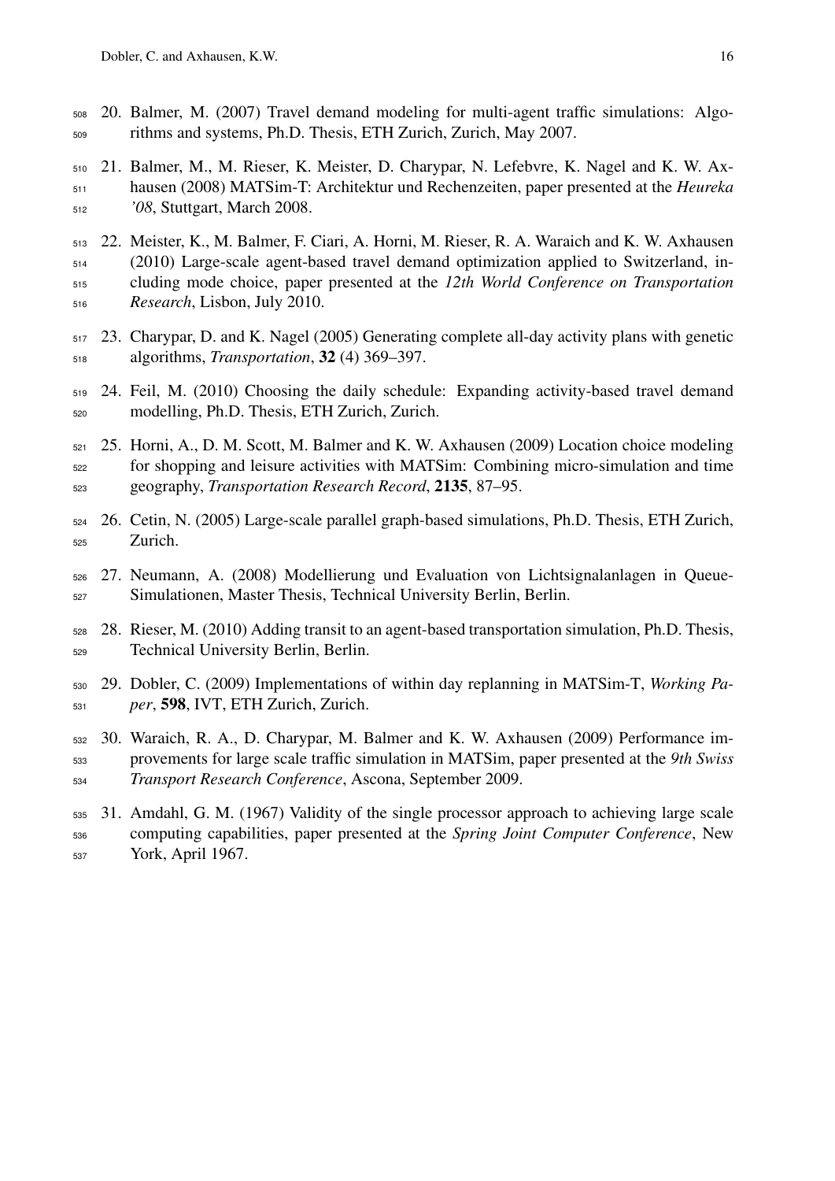20. Balmer, M. (2007) Travel demand modeling for multi-agent traffic simulations: Algorithms and systems, Ph.D. Thesis, ETH Zurich, Zurich, May 2007.

21. Balmer, M., M. Rieser, K. Meister, D. Charypar, N. Lefebvre, K. Nagel and K. W. Axhausen (2008) MATSim-T: Architektur und Rechenzeiten, paper presented at the *Heureka '08*, Stuttgart, March 2008.

22. Meister, K., M. Balmer, F. Ciari, A. Horni, M. Rieser, R. A. Waraich and K. W. Axhausen (2010) Large-scale agent-based travel demand optimization applied to Switzerland, including mode choice, paper presented at the *12th World Conference on Transportation Research*, Lisbon, July 2010.

23. Charypar, D. and K. Nagel (2005) Generating complete all-day activity plans with genetic algorithms, *Transportation*, **32** (4) 369–397.

24. Feil, M. (2010) Choosing the daily schedule: Expanding activity-based travel demand modelling, Ph.D. Thesis, ETH Zurich, Zurich.

25. Horni, A., D. M. Scott, M. Balmer and K. W. Axhausen (2009) Location choice modeling for shopping and leisure activities with MATSim: Combining micro-simulation and time geography, *Transportation Research Record*, **2135**, 87–95.

26. Cetin, N. (2005) Large-scale parallel graph-based simulations, Ph.D. Thesis, ETH Zurich, Zurich.

27. Neumann, A. (2008) Modellierung und Evaluation von Lichtsignalanlagen in Queue-Simulationen, Master Thesis, Technical University Berlin, Berlin.

28. Rieser, M. (2010) Adding transit to an agent-based transportation simulation, Ph.D. Thesis, Technical University Berlin, Berlin.

29. Dobler, C. (2009) Implementations of within day replanning in MATSim-T, *Working Paper*, **598**, IVT, ETH Zurich, Zurich.

30. Waraich, R. A., D. Charypar, M. Balmer and K. W. Axhausen (2009) Performance improvements for large scale traffic simulation in MATSim, paper presented at the *9th Swiss Transport Research Conference*, Ascona, September 2009.

31. Amdahl, G. M. (1967) Validity of the single processor approach to achieving large scale computing capabilities, paper presented at the *Spring Joint Computer Conference*, New York, April 1967.